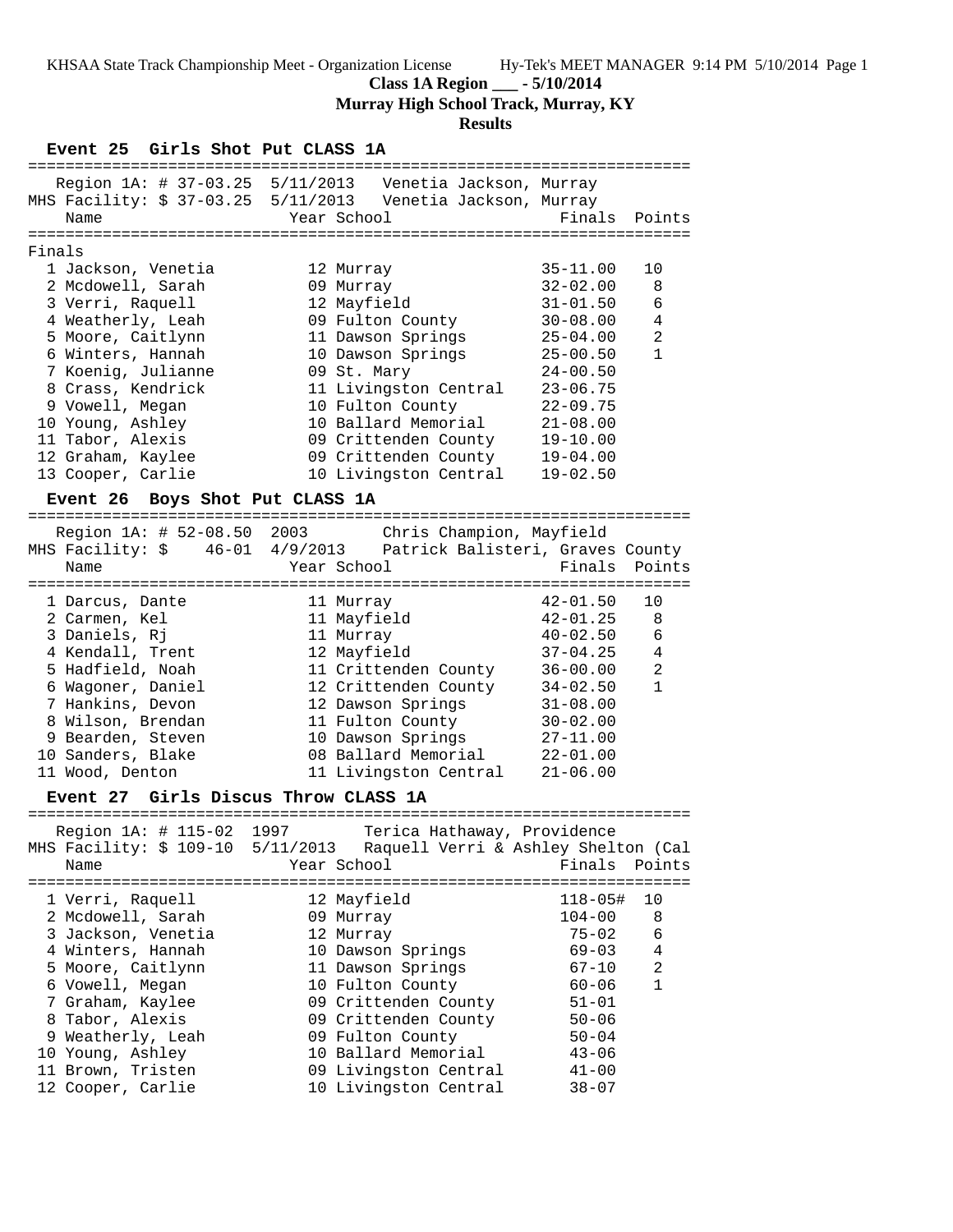KHSAA State Track Championship Meet - Organization License Hy-Tek's MEET MANAGER 9:14 PM 5/10/2014 Page 1

**Class 1A Region ___ - 5/10/2014**

**Murray High School Track, Murray, KY**

**Results**

### Event 25 Girls Shot Put CLASS 1A

Region 1A: # 37-03.25 5/11/2013 Venetia Jackson, Murray
MHS Facility: $ 37-03.25 5/11/2013 Venetia Jackson, Murray

Finals

| Place | Name | Year | School | Finals | Points |
|---|---|---|---|---|---|
| 1 | Jackson, Venetia | 12 | Murray | 35-11.00 | 10 |
| 2 | Mcdowell, Sarah | 09 | Murray | 32-02.00 | 8 |
| 3 | Verri, Raquell | 12 | Mayfield | 31-01.50 | 6 |
| 4 | Weatherly, Leah | 09 | Fulton County | 30-08.00 | 4 |
| 5 | Moore, Caitlynn | 11 | Dawson Springs | 25-04.00 | 2 |
| 6 | Winters, Hannah | 10 | Dawson Springs | 25-00.50 | 1 |
| 7 | Koenig, Julianne | 09 | St. Mary | 24-00.50 | |
| 8 | Crass, Kendrick | 11 | Livingston Central | 23-06.75 | |
| 9 | Vowell, Megan | 10 | Fulton County | 22-09.75 | |
| 10 | Young, Ashley | 10 | Ballard Memorial | 21-08.00 | |
| 11 | Tabor, Alexis | 09 | Crittenden County | 19-10.00 | |
| 12 | Graham, Kaylee | 09 | Crittenden County | 19-04.00 | |
| 13 | Cooper, Carlie | 10 | Livingston Central | 19-02.50 | |

### Event 26 Boys Shot Put CLASS 1A

Region 1A: # 52-08.50 2003 Chris Champion, Mayfield
MHS Facility: $ 46-01 4/9/2013 Patrick Balisteri, Graves County

| Place | Name | Year | School | Finals | Points |
|---|---|---|---|---|---|
| 1 | Darcus, Dante | 11 | Murray | 42-01.50 | 10 |
| 2 | Carmen, Kel | 11 | Mayfield | 42-01.25 | 8 |
| 3 | Daniels, Rj | 11 | Murray | 40-02.50 | 6 |
| 4 | Kendall, Trent | 12 | Mayfield | 37-04.25 | 4 |
| 5 | Hadfield, Noah | 11 | Crittenden County | 36-00.00 | 2 |
| 6 | Wagoner, Daniel | 12 | Crittenden County | 34-02.50 | 1 |
| 7 | Hankins, Devon | 12 | Dawson Springs | 31-08.00 | |
| 8 | Wilson, Brendan | 11 | Fulton County | 30-02.00 | |
| 9 | Bearden, Steven | 10 | Dawson Springs | 27-11.00 | |
| 10 | Sanders, Blake | 08 | Ballard Memorial | 22-01.00 | |
| 11 | Wood, Denton | 11 | Livingston Central | 21-06.00 | |

### Event 27 Girls Discus Throw CLASS 1A

Region 1A: # 115-02 1997 Terica Hathaway, Providence
MHS Facility: $ 109-10 5/11/2013 Raquell Verri & Ashley Shelton (Cal

| Place | Name | Year | School | Finals | Points |
|---|---|---|---|---|---|
| 1 | Verri, Raquell | 12 | Mayfield | 118-05# | 10 |
| 2 | Mcdowell, Sarah | 09 | Murray | 104-00 | 8 |
| 3 | Jackson, Venetia | 12 | Murray | 75-02 | 6 |
| 4 | Winters, Hannah | 10 | Dawson Springs | 69-03 | 4 |
| 5 | Moore, Caitlynn | 11 | Dawson Springs | 67-10 | 2 |
| 6 | Vowell, Megan | 10 | Fulton County | 60-06 | 1 |
| 7 | Graham, Kaylee | 09 | Crittenden County | 51-01 | |
| 8 | Tabor, Alexis | 09 | Crittenden County | 50-06 | |
| 9 | Weatherly, Leah | 09 | Fulton County | 50-04 | |
| 10 | Young, Ashley | 10 | Ballard Memorial | 43-06 | |
| 11 | Brown, Tristen | 09 | Livingston Central | 41-00 | |
| 12 | Cooper, Carlie | 10 | Livingston Central | 38-07 | |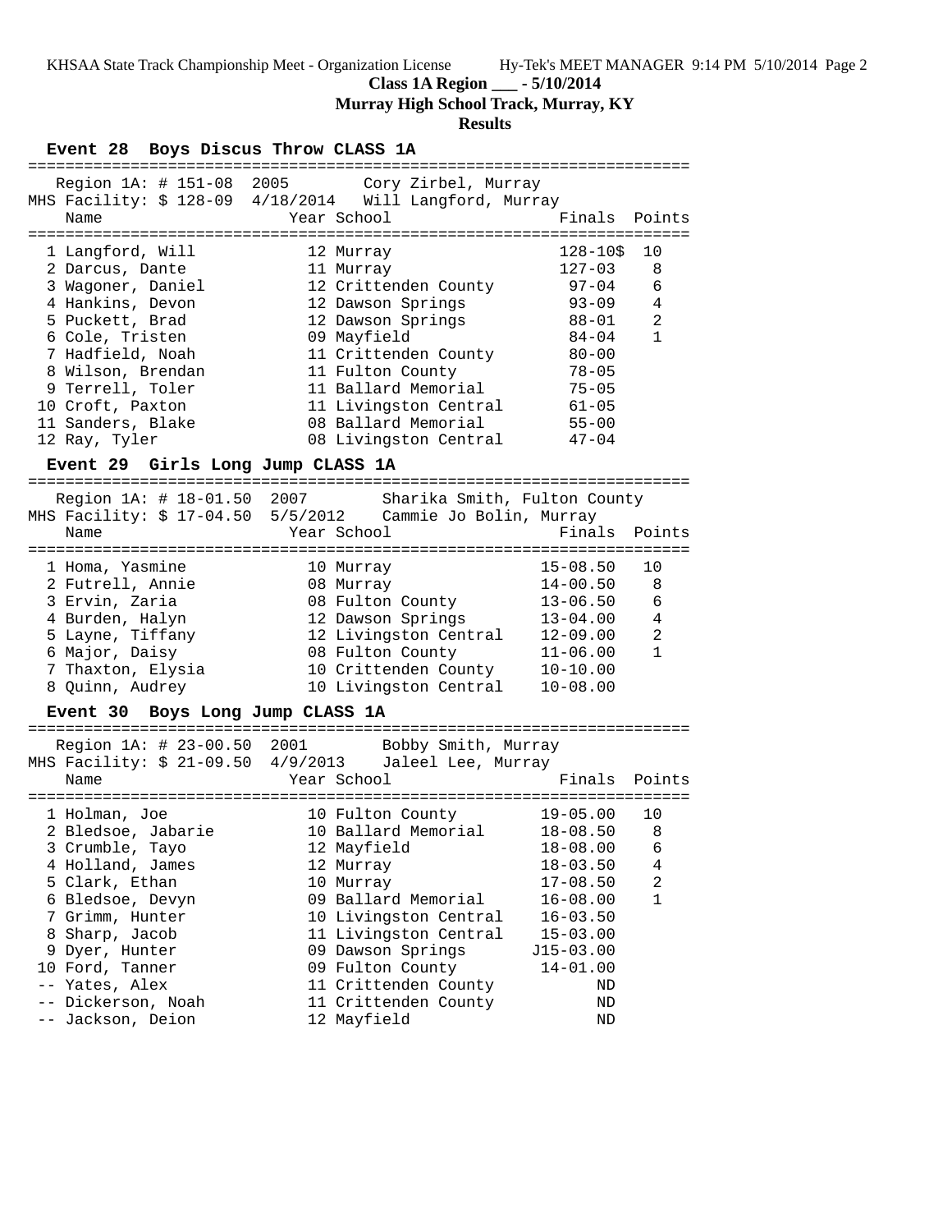**Class 1A Region ___ - 5/10/2014**

**Murray High School Track, Murray, KY**

**Results**

### Event 28 Boys Discus Throw CLASS 1A

Region 1A: # 151-08 2005 Cory Zirbel, Murray

MHS Facility: $ 128-09 4/18/2014 Will Langford, Murray

| Place | Name | Year | School | Finals | Points |
|---|---|---|---|---|---|
| 1 | Langford, Will | 12 | Murray | 128-10$ | 10 |
| 2 | Darcus, Dante | 11 | Murray | 127-03 | 8 |
| 3 | Wagoner, Daniel | 12 | Crittenden County | 97-04 | 6 |
| 4 | Hankins, Devon | 12 | Dawson Springs | 93-09 | 4 |
| 5 | Puckett, Brad | 12 | Dawson Springs | 88-01 | 2 |
| 6 | Cole, Tristen | 09 | Mayfield | 84-04 | 1 |
| 7 | Hadfield, Noah | 11 | Crittenden County | 80-00 | |
| 8 | Wilson, Brendan | 11 | Fulton County | 78-05 | |
| 9 | Terrell, Toler | 11 | Ballard Memorial | 75-05 | |
| 10 | Croft, Paxton | 11 | Livingston Central | 61-05 | |
| 11 | Sanders, Blake | 08 | Ballard Memorial | 55-00 | |
| 12 | Ray, Tyler | 08 | Livingston Central | 47-04 | |

### Event 29 Girls Long Jump CLASS 1A

Region 1A: # 18-01.50 2007 Sharika Smith, Fulton County

MHS Facility: $ 17-04.50 5/5/2012 Cammie Jo Bolin, Murray

| Place | Name | Year | School | Finals | Points |
|---|---|---|---|---|---|
| 1 | Homa, Yasmine | 10 | Murray | 15-08.50 | 10 |
| 2 | Futrell, Annie | 08 | Murray | 14-00.50 | 8 |
| 3 | Ervin, Zaria | 08 | Fulton County | 13-06.50 | 6 |
| 4 | Burden, Halyn | 12 | Dawson Springs | 13-04.00 | 4 |
| 5 | Layne, Tiffany | 12 | Livingston Central | 12-09.00 | 2 |
| 6 | Major, Daisy | 08 | Fulton County | 11-06.00 | 1 |
| 7 | Thaxton, Elysia | 10 | Crittenden County | 10-10.00 | |
| 8 | Quinn, Audrey | 10 | Livingston Central | 10-08.00 | |

### Event 30 Boys Long Jump CLASS 1A

Region 1A: # 23-00.50 2001 Bobby Smith, Murray

MHS Facility: $ 21-09.50 4/9/2013 Jaleel Lee, Murray

| Place | Name | Year | School | Finals | Points |
|---|---|---|---|---|---|
| 1 | Holman, Joe | 10 | Fulton County | 19-05.00 | 10 |
| 2 | Bledsoe, Jabarie | 10 | Ballard Memorial | 18-08.50 | 8 |
| 3 | Crumble, Tayo | 12 | Mayfield | 18-08.00 | 6 |
| 4 | Holland, James | 12 | Murray | 18-03.50 | 4 |
| 5 | Clark, Ethan | 10 | Murray | 17-08.50 | 2 |
| 6 | Bledsoe, Devyn | 09 | Ballard Memorial | 16-08.00 | 1 |
| 7 | Grimm, Hunter | 10 | Livingston Central | 16-03.50 | |
| 8 | Sharp, Jacob | 11 | Livingston Central | 15-03.00 | |
| 9 | Dyer, Hunter | 09 | Dawson Springs | J15-03.00 | |
| 10 | Ford, Tanner | 09 | Fulton County | 14-01.00 | |
| -- | Yates, Alex | 11 | Crittenden County | ND | |
| -- | Dickerson, Noah | 11 | Crittenden County | ND | |
| -- | Jackson, Deion | 12 | Mayfield | ND | |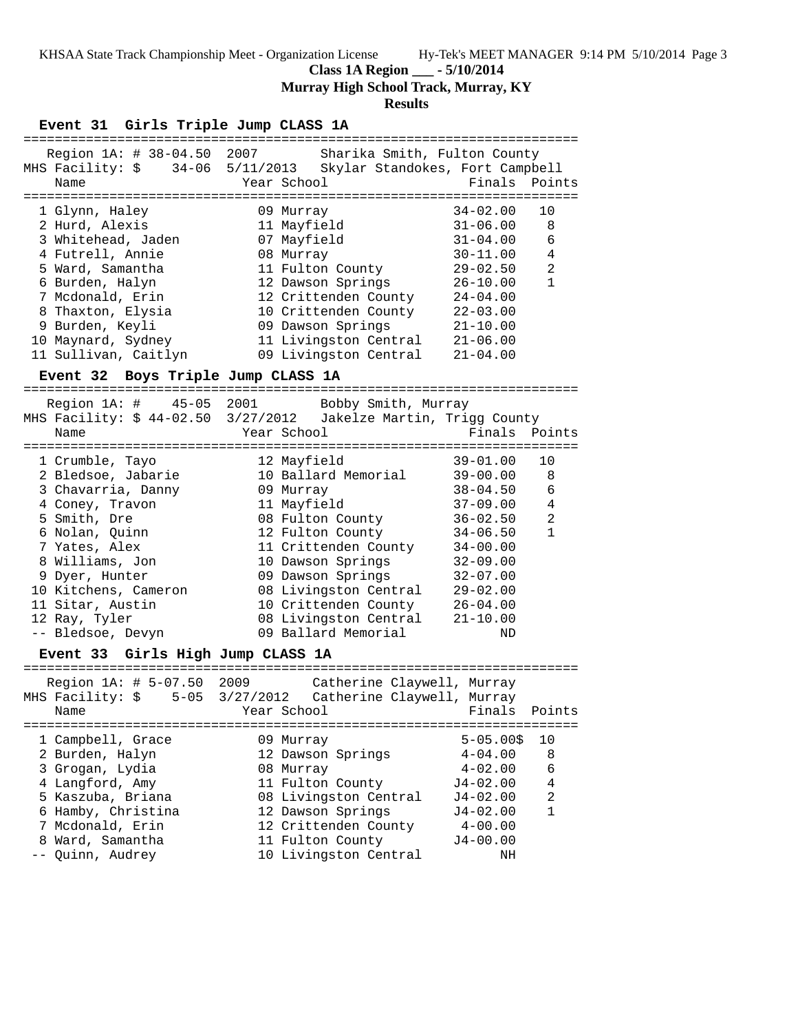**Class 1A Region ___ - 5/10/2014**

**Murray High School Track, Murray, KY**

**Results**

### Event 31 Girls Triple Jump CLASS 1A

Region 1A: # 38-04.50 2007 Sharika Smith, Fulton County
MHS Facility: $ 34-06 5/11/2013 Skylar Standokes, Fort Campbell

| | Name | Year | School | Finals | Points |
|---|---|---|---|---|---|
| 1 | Glynn, Haley | 09 | Murray | 34-02.00 | 10 |
| 2 | Hurd, Alexis | 11 | Mayfield | 31-06.00 | 8 |
| 3 | Whitehead, Jaden | 07 | Mayfield | 31-04.00 | 6 |
| 4 | Futrell, Annie | 08 | Murray | 30-11.00 | 4 |
| 5 | Ward, Samantha | 11 | Fulton County | 29-02.50 | 2 |
| 6 | Burden, Halyn | 12 | Dawson Springs | 26-10.00 | 1 |
| 7 | Mcdonald, Erin | 12 | Crittenden County | 24-04.00 | |
| 8 | Thaxton, Elysia | 10 | Crittenden County | 22-03.00 | |
| 9 | Burden, Keyli | 09 | Dawson Springs | 21-10.00 | |
| 10 | Maynard, Sydney | 11 | Livingston Central | 21-06.00 | |
| 11 | Sullivan, Caitlyn | 09 | Livingston Central | 21-04.00 | |

### Event 32 Boys Triple Jump CLASS 1A

Region 1A: # 45-05 2001 Bobby Smith, Murray
MHS Facility: $ 44-02.50 3/27/2012 Jakelze Martin, Trigg County

| | Name | Year | School | Finals | Points |
|---|---|---|---|---|---|
| 1 | Crumble, Tayo | 12 | Mayfield | 39-01.00 | 10 |
| 2 | Bledsoe, Jabarie | 10 | Ballard Memorial | 39-00.00 | 8 |
| 3 | Chavarria, Danny | 09 | Murray | 38-04.50 | 6 |
| 4 | Coney, Travon | 11 | Mayfield | 37-09.00 | 4 |
| 5 | Smith, Dre | 08 | Fulton County | 36-02.50 | 2 |
| 6 | Nolan, Quinn | 12 | Fulton County | 34-06.50 | 1 |
| 7 | Yates, Alex | 11 | Crittenden County | 34-00.00 | |
| 8 | Williams, Jon | 10 | Dawson Springs | 32-09.00 | |
| 9 | Dyer, Hunter | 09 | Dawson Springs | 32-07.00 | |
| 10 | Kitchens, Cameron | 08 | Livingston Central | 29-02.00 | |
| 11 | Sitar, Austin | 10 | Crittenden County | 26-04.00 | |
| 12 | Ray, Tyler | 08 | Livingston Central | 21-10.00 | |
| -- | Bledsoe, Devyn | 09 | Ballard Memorial | ND | |

### Event 33 Girls High Jump CLASS 1A

Region 1A: # 5-07.50 2009 Catherine Claywell, Murray
MHS Facility: $ 5-05 3/27/2012 Catherine Claywell, Murray

| | Name | Year | School | Finals | Points |
|---|---|---|---|---|---|
| 1 | Campbell, Grace | 09 | Murray | 5-05.00$ | 10 |
| 2 | Burden, Halyn | 12 | Dawson Springs | 4-04.00 | 8 |
| 3 | Grogan, Lydia | 08 | Murray | 4-02.00 | 6 |
| 4 | Langford, Amy | 11 | Fulton County | J4-02.00 | 4 |
| 5 | Kaszuba, Briana | 08 | Livingston Central | J4-02.00 | 2 |
| 6 | Hamby, Christina | 12 | Dawson Springs | J4-02.00 | 1 |
| 7 | Mcdonald, Erin | 12 | Crittenden County | 4-00.00 | |
| 8 | Ward, Samantha | 11 | Fulton County | J4-00.00 | |
| -- | Quinn, Audrey | 10 | Livingston Central | NH | |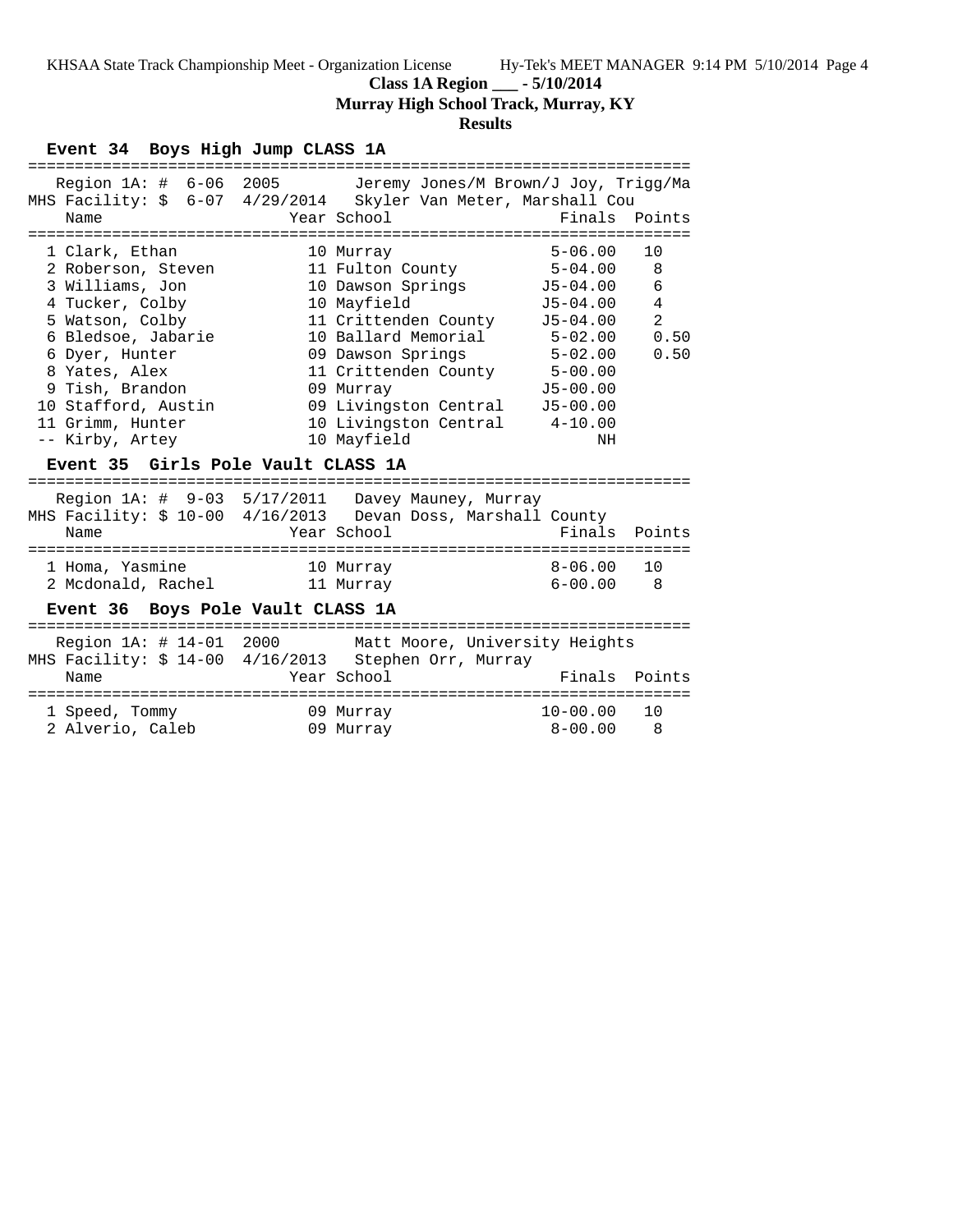**Class 1A Region ___ - 5/10/2014**

**Murray High School Track, Murray, KY**

**Results**

### Event 34 Boys High Jump CLASS 1A

Region 1A: # 6-06 2005 Jeremy Jones/M Brown/J Joy, Trigg/Ma
MHS Facility: $ 6-07 4/29/2014 Skyler Van Meter, Marshall Cou

| | Name | Year | School | Finals | Points |
|---|---|---|---|---|---|
| 1 | Clark, Ethan | 10 | Murray | 5-06.00 | 10 |
| 2 | Roberson, Steven | 11 | Fulton County | 5-04.00 | 8 |
| 3 | Williams, Jon | 10 | Dawson Springs | J5-04.00 | 6 |
| 4 | Tucker, Colby | 10 | Mayfield | J5-04.00 | 4 |
| 5 | Watson, Colby | 11 | Crittenden County | J5-04.00 | 2 |
| 6 | Bledsoe, Jabarie | 10 | Ballard Memorial | 5-02.00 | 0.50 |
| 6 | Dyer, Hunter | 09 | Dawson Springs | 5-02.00 | 0.50 |
| 8 | Yates, Alex | 11 | Crittenden County | 5-00.00 | |
| 9 | Tish, Brandon | 09 | Murray | J5-00.00 | |
| 10 | Stafford, Austin | 09 | Livingston Central | J5-00.00 | |
| 11 | Grimm, Hunter | 10 | Livingston Central | 4-10.00 | |
| -- | Kirby, Artey | 10 | Mayfield | NH | |

### Event 35 Girls Pole Vault CLASS 1A

Region 1A: # 9-03 5/17/2011 Davey Mauney, Murray
MHS Facility: $ 10-00 4/16/2013 Devan Doss, Marshall County

| | Name | Year | School | Finals | Points |
|---|---|---|---|---|---|
| 1 | Homa, Yasmine | 10 | Murray | 8-06.00 | 10 |
| 2 | Mcdonald, Rachel | 11 | Murray | 6-00.00 | 8 |

### Event 36 Boys Pole Vault CLASS 1A

Region 1A: # 14-01 2000 Matt Moore, University Heights
MHS Facility: $ 14-00 4/16/2013 Stephen Orr, Murray

| | Name | Year | School | Finals | Points |
|---|---|---|---|---|---|
| 1 | Speed, Tommy | 09 | Murray | 10-00.00 | 10 |
| 2 | Alverio, Caleb | 09 | Murray | 8-00.00 | 8 |